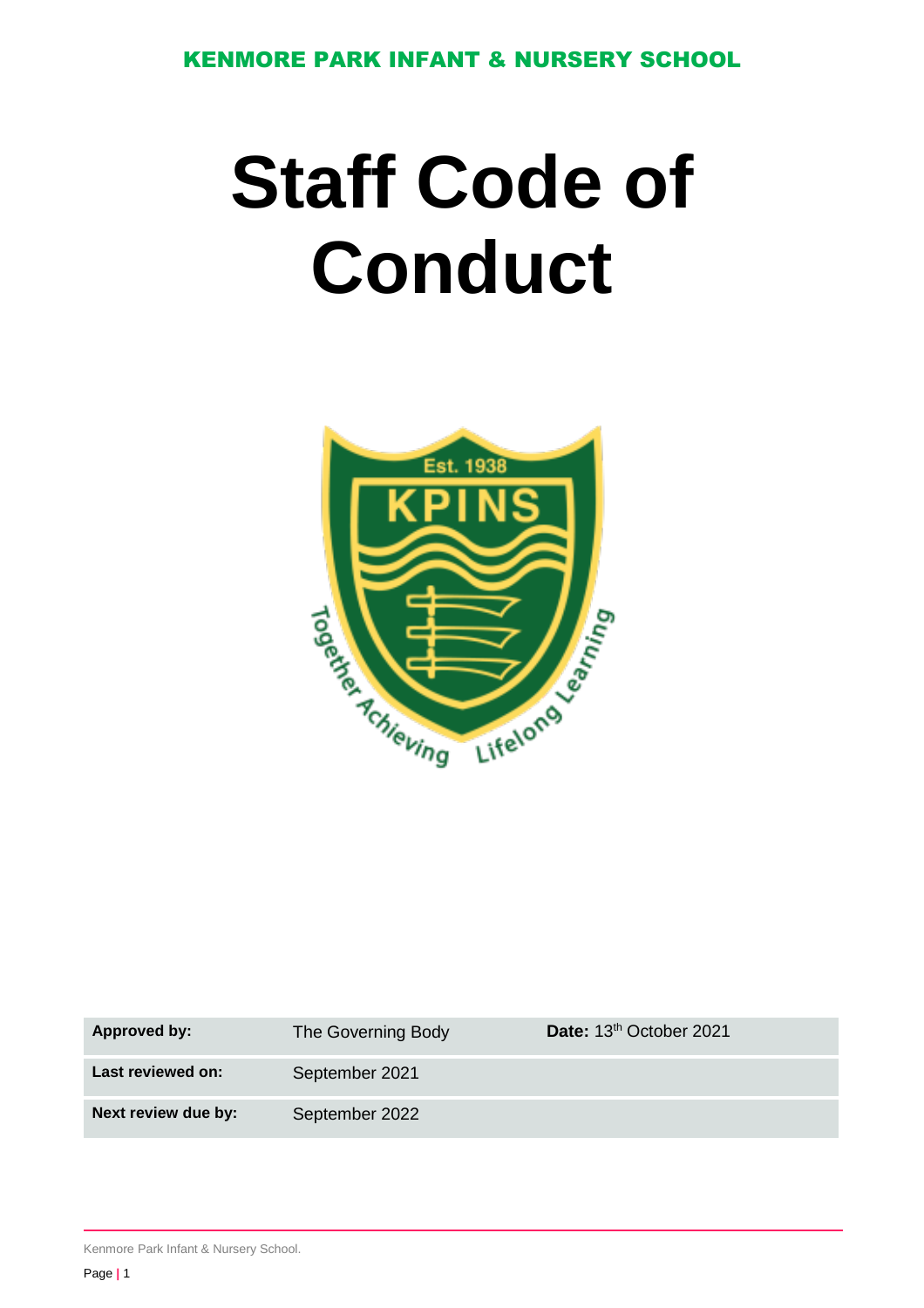KENMORE PARK INFANT & NURSERY SCHOOL

# Staff Code of Conduct

| Approved by: | The Governing Body | Date: 13th October 2021 |
|---|---|---|
| Last reviewed on: | September 2021 | |
| Next review due by: | September 2022 | |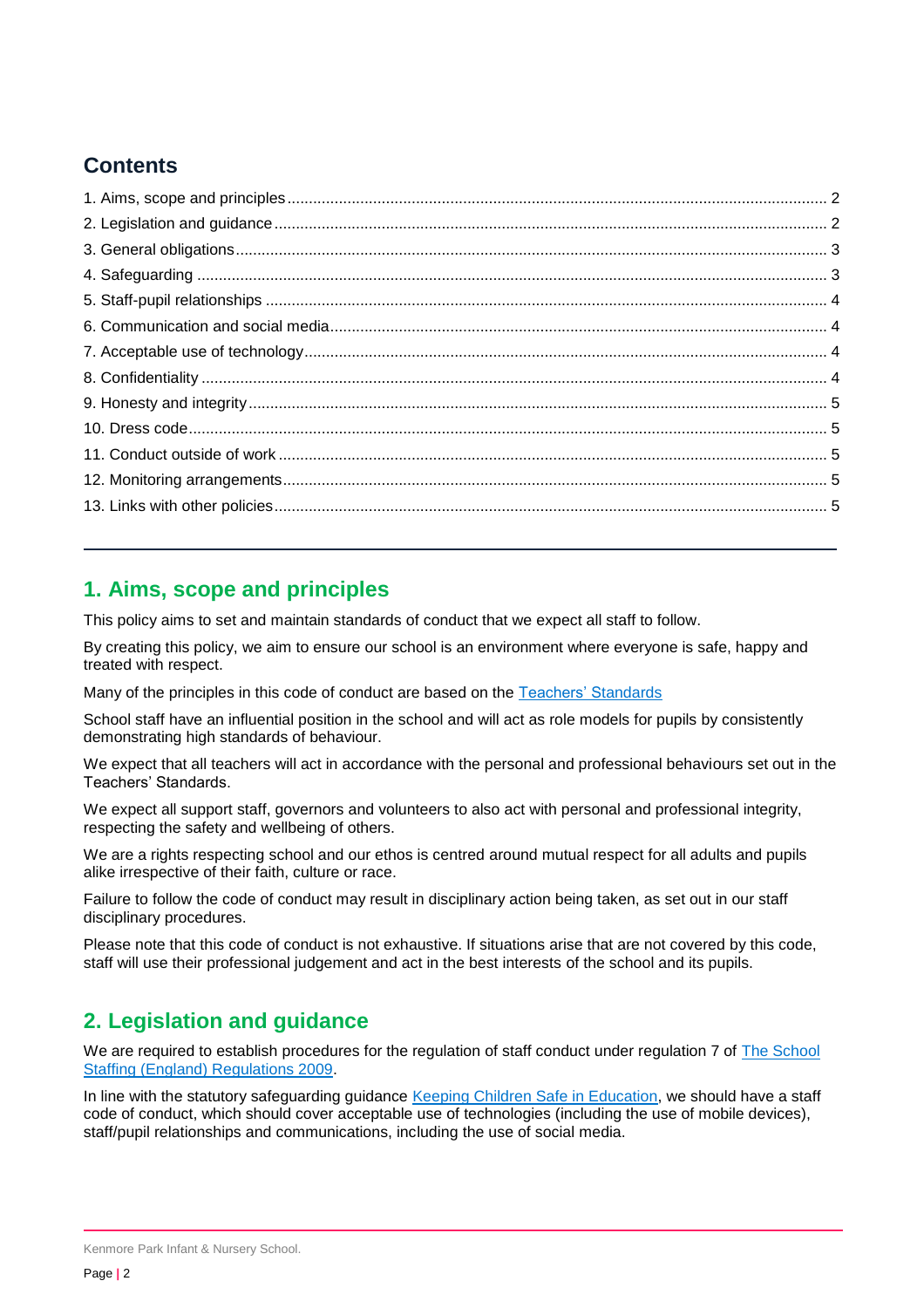## Contents

1. Aims, scope and principles ........ 2
2. Legislation and guidance ........ 2
3. General obligations ........ 3
4. Safeguarding ........ 3
5. Staff-pupil relationships ........ 4
6. Communication and social media ........ 4
7. Acceptable use of technology ........ 4
8. Confidentiality ........ 4
9. Honesty and integrity ........ 5
10. Dress code ........ 5
11. Conduct outside of work ........ 5
12. Monitoring arrangements ........ 5
13. Links with other policies ........ 5

---

## 1. Aims, scope and principles

This policy aims to set and maintain standards of conduct that we expect all staff to follow.

By creating this policy, we aim to ensure our school is an environment where everyone is safe, happy and treated with respect.

Many of the principles in this code of conduct are based on the [Teachers' Standards](Teachers' Standards)

School staff have an influential position in the school and will act as role models for pupils by consistently demonstrating high standards of behaviour.

We expect that all teachers will act in accordance with the personal and professional behaviours set out in the Teachers' Standards.

We expect all support staff, governors and volunteers to also act with personal and professional integrity, respecting the safety and wellbeing of others.

We are a rights respecting school and our ethos is centred around mutual respect for all adults and pupils alike irrespective of their faith, culture or race.

Failure to follow the code of conduct may result in disciplinary action being taken, as set out in our staff disciplinary procedures.

Please note that this code of conduct is not exhaustive. If situations arise that are not covered by this code, staff will use their professional judgement and act in the best interests of the school and its pupils.

## 2. Legislation and guidance

We are required to establish procedures for the regulation of staff conduct under regulation 7 of The School Staffing (England) Regulations 2009.

In line with the statutory safeguarding guidance Keeping Children Safe in Education, we should have a staff code of conduct, which should cover acceptable use of technologies (including the use of mobile devices), staff/pupil relationships and communications, including the use of social media.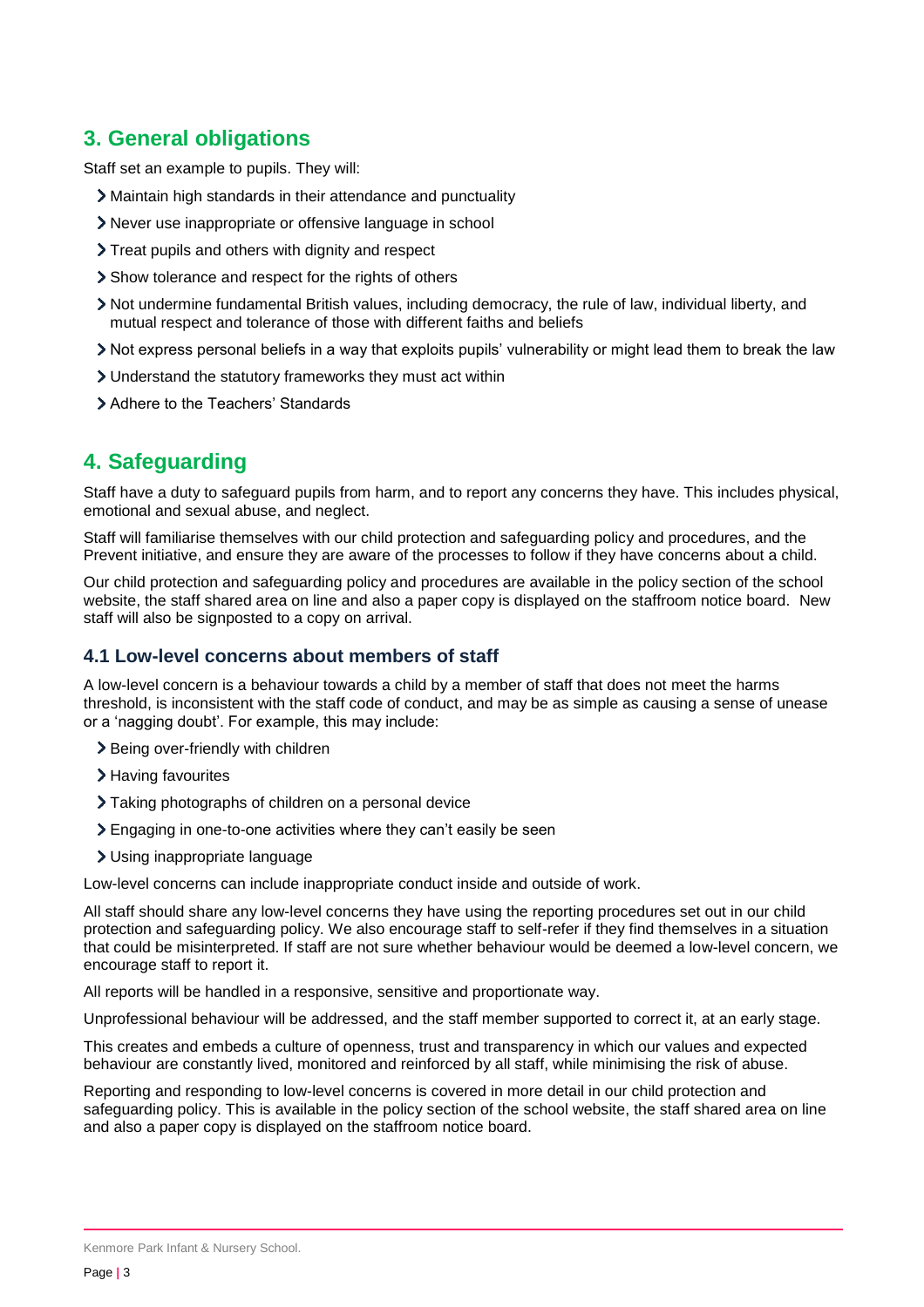## 3. General obligations

Staff set an example to pupils. They will:

- Maintain high standards in their attendance and punctuality
- Never use inappropriate or offensive language in school
- Treat pupils and others with dignity and respect
- Show tolerance and respect for the rights of others
- Not undermine fundamental British values, including democracy, the rule of law, individual liberty, and mutual respect and tolerance of those with different faiths and beliefs
- Not express personal beliefs in a way that exploits pupils' vulnerability or might lead them to break the law
- Understand the statutory frameworks they must act within
- Adhere to the Teachers' Standards

## 4. Safeguarding

Staff have a duty to safeguard pupils from harm, and to report any concerns they have. This includes physical, emotional and sexual abuse, and neglect.

Staff will familiarise themselves with our child protection and safeguarding policy and procedures, and the Prevent initiative, and ensure they are aware of the processes to follow if they have concerns about a child.

Our child protection and safeguarding policy and procedures are available in the policy section of the school website, the staff shared area on line and also a paper copy is displayed on the staffroom notice board. New staff will also be signposted to a copy on arrival.

### 4.1 Low-level concerns about members of staff

A low-level concern is a behaviour towards a child by a member of staff that does not meet the harms threshold, is inconsistent with the staff code of conduct, and may be as simple as causing a sense of unease or a 'nagging doubt'. For example, this may include:

- Being over-friendly with children
- Having favourites
- Taking photographs of children on a personal device
- Engaging in one-to-one activities where they can't easily be seen
- Using inappropriate language

Low-level concerns can include inappropriate conduct inside and outside of work.

All staff should share any low-level concerns they have using the reporting procedures set out in our child protection and safeguarding policy. We also encourage staff to self-refer if they find themselves in a situation that could be misinterpreted. If staff are not sure whether behaviour would be deemed a low-level concern, we encourage staff to report it.

All reports will be handled in a responsive, sensitive and proportionate way.

Unprofessional behaviour will be addressed, and the staff member supported to correct it, at an early stage.

This creates and embeds a culture of openness, trust and transparency in which our values and expected behaviour are constantly lived, monitored and reinforced by all staff, while minimising the risk of abuse.

Reporting and responding to low-level concerns is covered in more detail in our child protection and safeguarding policy. This is available in the policy section of the school website, the staff shared area on line and also a paper copy is displayed on the staffroom notice board.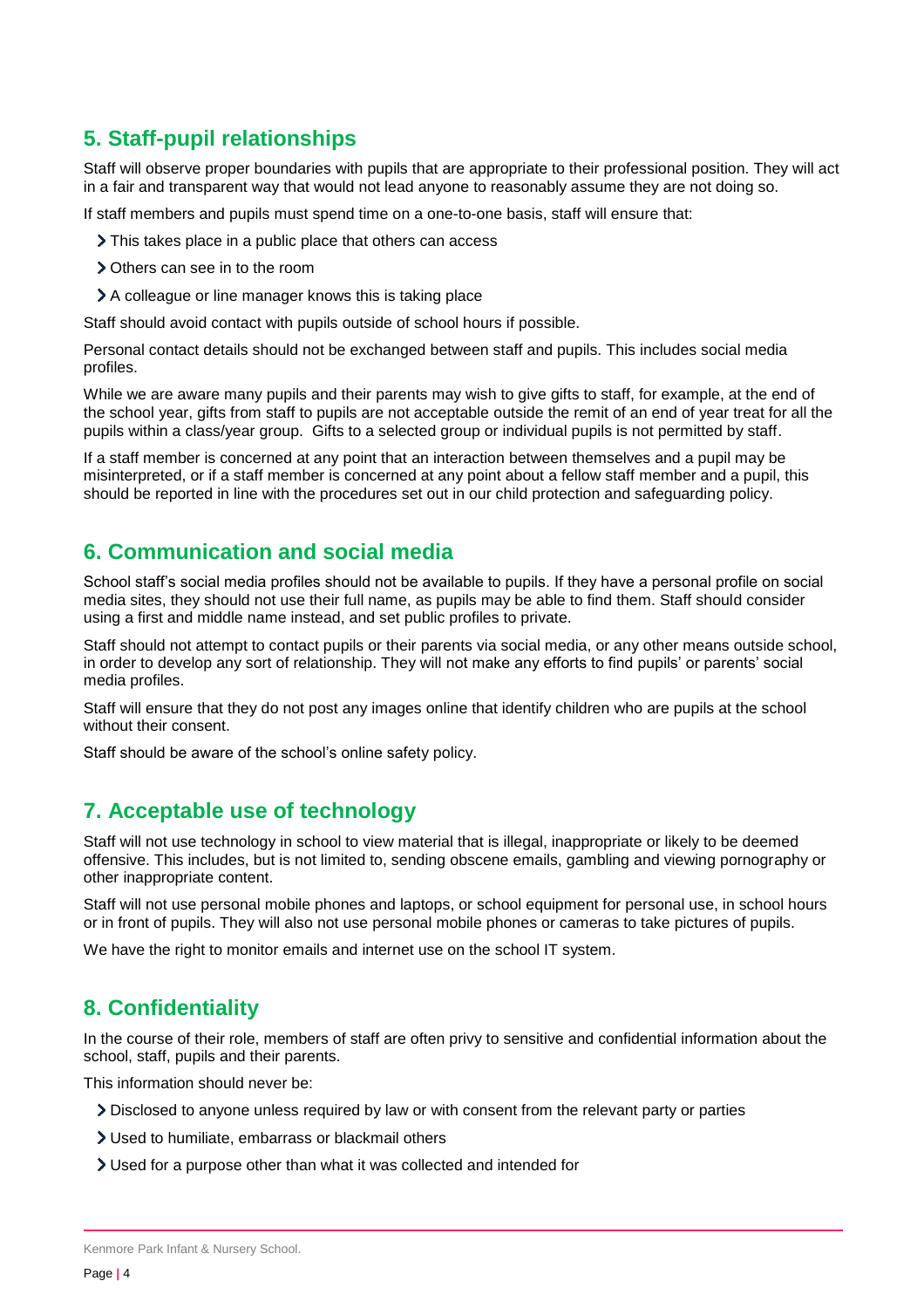## 5. Staff-pupil relationships

Staff will observe proper boundaries with pupils that are appropriate to their professional position. They will act in a fair and transparent way that would not lead anyone to reasonably assume they are not doing so.

If staff members and pupils must spend time on a one-to-one basis, staff will ensure that:

- This takes place in a public place that others can access
- Others can see in to the room
- A colleague or line manager knows this is taking place

Staff should avoid contact with pupils outside of school hours if possible.

Personal contact details should not be exchanged between staff and pupils. This includes social media profiles.

While we are aware many pupils and their parents may wish to give gifts to staff, for example, at the end of the school year, gifts from staff to pupils are not acceptable outside the remit of an end of year treat for all the pupils within a class/year group. Gifts to a selected group or individual pupils is not permitted by staff.

If a staff member is concerned at any point that an interaction between themselves and a pupil may be misinterpreted, or if a staff member is concerned at any point about a fellow staff member and a pupil, this should be reported in line with the procedures set out in our child protection and safeguarding policy.

## 6. Communication and social media

School staff's social media profiles should not be available to pupils. If they have a personal profile on social media sites, they should not use their full name, as pupils may be able to find them. Staff should consider using a first and middle name instead, and set public profiles to private.

Staff should not attempt to contact pupils or their parents via social media, or any other means outside school, in order to develop any sort of relationship. They will not make any efforts to find pupils' or parents' social media profiles.

Staff will ensure that they do not post any images online that identify children who are pupils at the school without their consent.

Staff should be aware of the school's online safety policy.

## 7. Acceptable use of technology

Staff will not use technology in school to view material that is illegal, inappropriate or likely to be deemed offensive. This includes, but is not limited to, sending obscene emails, gambling and viewing pornography or other inappropriate content.

Staff will not use personal mobile phones and laptops, or school equipment for personal use, in school hours or in front of pupils. They will also not use personal mobile phones or cameras to take pictures of pupils.

We have the right to monitor emails and internet use on the school IT system.

## 8. Confidentiality

In the course of their role, members of staff are often privy to sensitive and confidential information about the school, staff, pupils and their parents.

This information should never be:

- Disclosed to anyone unless required by law or with consent from the relevant party or parties
- Used to humiliate, embarrass or blackmail others
- Used for a purpose other than what it was collected and intended for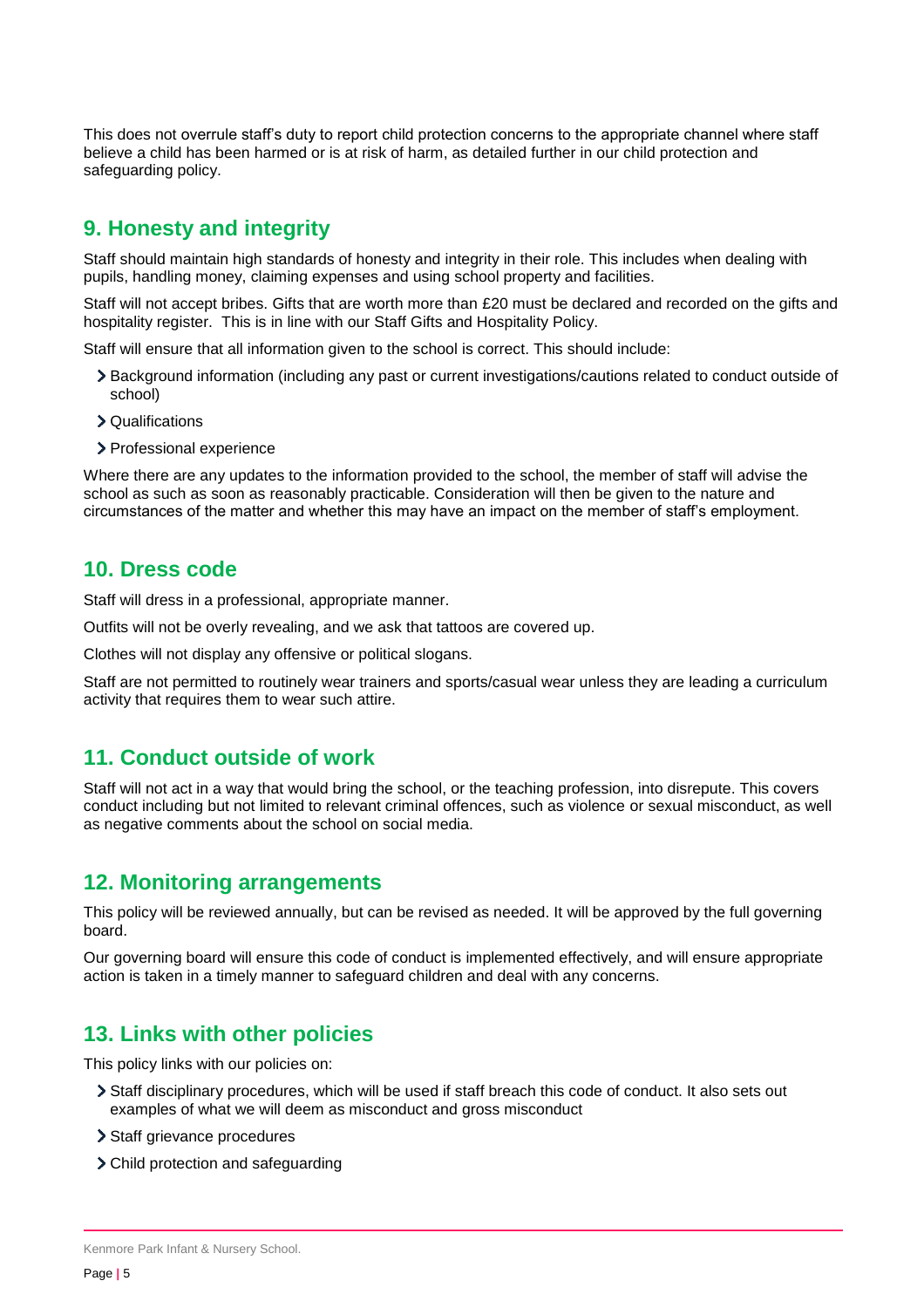This does not overrule staff's duty to report child protection concerns to the appropriate channel where staff believe a child has been harmed or is at risk of harm, as detailed further in our child protection and safeguarding policy.

## 9. Honesty and integrity

Staff should maintain high standards of honesty and integrity in their role. This includes when dealing with pupils, handling money, claiming expenses and using school property and facilities.

Staff will not accept bribes. Gifts that are worth more than £20 must be declared and recorded on the gifts and hospitality register. This is in line with our Staff Gifts and Hospitality Policy.

Staff will ensure that all information given to the school is correct. This should include:

- Background information (including any past or current investigations/cautions related to conduct outside of school)
- Qualifications
- Professional experience

Where there are any updates to the information provided to the school, the member of staff will advise the school as such as soon as reasonably practicable. Consideration will then be given to the nature and circumstances of the matter and whether this may have an impact on the member of staff's employment.

## 10. Dress code

Staff will dress in a professional, appropriate manner.

Outfits will not be overly revealing, and we ask that tattoos are covered up.

Clothes will not display any offensive or political slogans.

Staff are not permitted to routinely wear trainers and sports/casual wear unless they are leading a curriculum activity that requires them to wear such attire.

## 11. Conduct outside of work

Staff will not act in a way that would bring the school, or the teaching profession, into disrepute. This covers conduct including but not limited to relevant criminal offences, such as violence or sexual misconduct, as well as negative comments about the school on social media.

## 12. Monitoring arrangements

This policy will be reviewed annually, but can be revised as needed. It will be approved by the full governing board.

Our governing board will ensure this code of conduct is implemented effectively, and will ensure appropriate action is taken in a timely manner to safeguard children and deal with any concerns.

## 13. Links with other policies

This policy links with our policies on:

- Staff disciplinary procedures, which will be used if staff breach this code of conduct. It also sets out examples of what we will deem as misconduct and gross misconduct
- Staff grievance procedures
- Child protection and safeguarding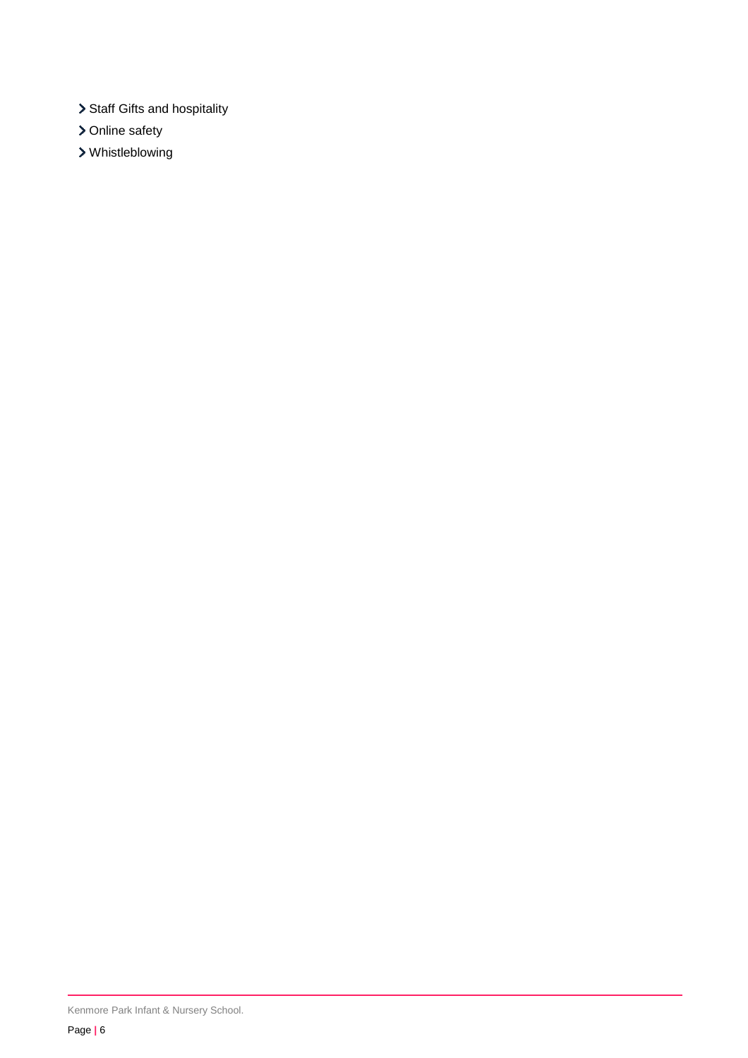- Staff Gifts and hospitality
- Online safety
- Whistleblowing